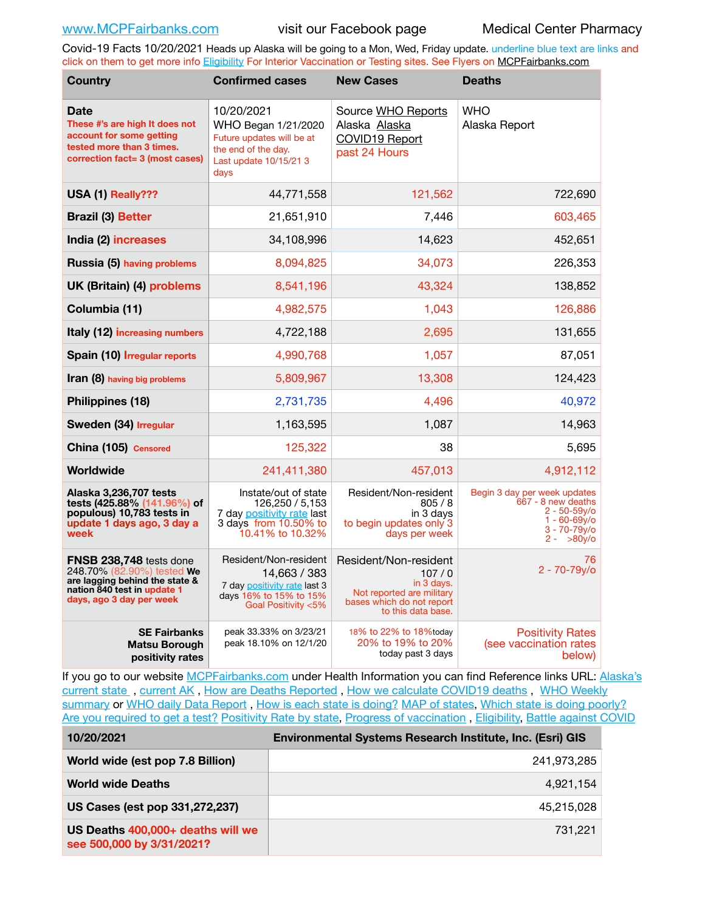www.MCPFairbanks.com visit our Facebook page Medical Center Pharmacy

Covid-19 Facts 10/20/2021 Heads up Alaska will be going to a Mon, Wed, Friday update. underline blue text are links and click on them to get more info Eligibility For Interior Vaccination or Testing sites. See Flyers on MCPFairbanks.com

| Country | Confirmed cases | New Cases | Deaths |
|---|---|---|---|
| **Date** These #'s are high It does not account for some getting tested more than 3 times. correction fact= 3 (most cases) | 10/20/2021 WHO Began 1/21/2020 Future updates will be at the end of the day. Last update 10/15/21 3 days | Source WHO Reports Alaska Alaska COVID19 Report past 24 Hours | WHO Alaska Report |
| **USA (1) Really???** | 44,771,558 | 121,562 | 722,690 |
| **Brazil (3) Better** | 21,651,910 | 7,446 | 603,465 |
| **India (2) increases** | 34,108,996 | 14,623 | 452,651 |
| **Russia (5) having problems** | 8,094,825 | 34,073 | 226,353 |
| **UK (Britain) (4) problems** | 8,541,196 | 43,324 | 138,852 |
| **Columbia (11)** | 4,982,575 | 1,043 | 126,886 |
| **Italy (12) increasing numbers** | 4,722,188 | 2,695 | 131,655 |
| **Spain (10) Irregular reports** | 4,990,768 | 1,057 | 87,051 |
| **Iran (8) having big problems** | 5,809,967 | 13,308 | 124,423 |
| **Philippines (18)** | 2,731,735 | 4,496 | 40,972 |
| **Sweden (34) Irregular** | 1,163,595 | 1,087 | 14,963 |
| **China (105) Censored** | 125,322 | 38 | 5,695 |
| **Worldwide** | 241,411,380 | 457,013 | 4,912,112 |
| **Alaska 3,236,707 tests tests (425.88% (141.96%) of populous) 10,783 tests in update 1 days ago, 3 day a week** | Instate/out of state 126,250 / 5,153 7 day positivity rate last 3 days from 10.50% to 10.41% to 10.32% | Resident/Non-resident 805 / 8 in 3 days to begin updates only 3 days per week | Begin 3 day per week updates 667 - 8 new deaths 2 - 50-59y/o 1 - 60-69y/o 3 - 70-79y/o 2 - >80y/o |
| **FNSB 238,748** tests done 248.70% (82.90%) tested **We are lagging behind the state & nation 840 test in update 1 days, ago 3 day per week** | Resident/Non-resident 14,663 / 383 7 day positivity rate last 3 days 16% to 15% to 15% Goal Positivity <5% | Resident/Non-resident 107 / 0 in 3 days. Not reported are military bases which do not report to this data base. | 76 2 - 70-79y/o |
| **SE Fairbanks Matsu Borough positivity rates** | peak 33.33% on 3/23/21 peak 18.10% on 12/1/20 | 18% to 22% to 18% today 20% to 19% to 20% today past 3 days | Positivity Rates (see vaccination rates below) |

If you go to our website MCPFairbanks.com under Health Information you can find Reference links URL: Alaska's current state , current AK , How are Deaths Reported , How we calculate COVID19 deaths , WHO Weekly summary or WHO daily Data Report , How is each state is doing? MAP of states, Which state is doing poorly? Are you required to get a test? Positivity Rate by state, Progress of vaccination , Eligibility, Battle against COVID

| 10/20/2021 | Environmental Systems Research Institute, Inc. (Esri) GIS |
|---|---|
| **World wide (est pop 7.8 Billion)** | 241,973,285 |
| **World wide Deaths** | 4,921,154 |
| **US Cases (est pop 331,272,237)** | 45,215,028 |
| **US Deaths 400,000+ deaths will we see 500,000 by 3/31/2021?** | 731,221 |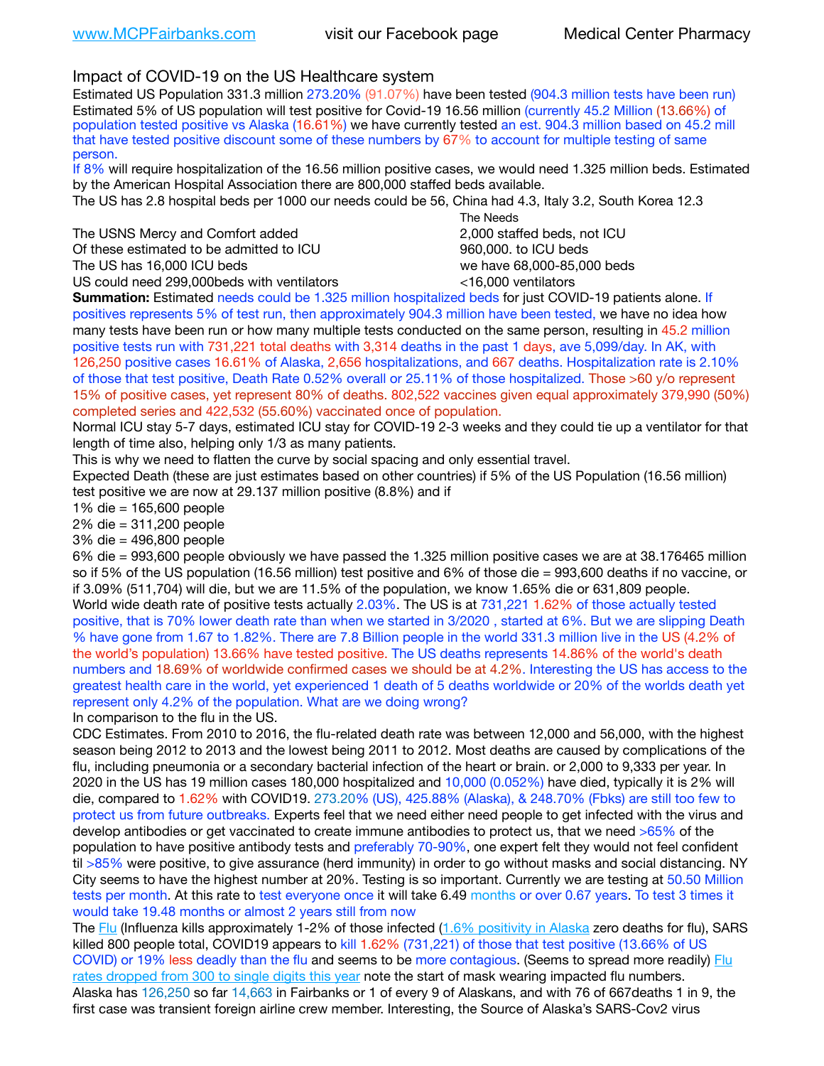www.MCPFairbanks.com visit our Facebook page Medical Center Pharmacy

## Impact of COVID-19 on the US Healthcare system

Estimated US Population 331.3 million 273.20% (91.07%) have been tested (904.3 million tests have been run) Estimated 5% of US population will test positive for Covid-19 16.56 million (currently 45.2 Million (13.66%) of population tested positive vs Alaska (16.61%) we have currently tested an est. 904.3 million based on 45.2 mill that have tested positive discount some of these numbers by 67% to account for multiple testing of same person.

If 8% will require hospitalization of the 16.56 million positive cases, we would need 1.325 million beds. Estimated by the American Hospital Association there are 800,000 staffed beds available.

The US has 2.8 hospital beds per 1000 our needs could be 56, China had 4.3, Italy 3.2, South Korea 12.3

| | The Needs |
|---|---|
| The USNS Mercy and Comfort added | 2,000 staffed beds, not ICU |
| Of these estimated to be admitted to ICU | 960,000. to ICU beds |
| The US has 16,000 ICU beds | we have 68,000-85,000 beds |
| US could need 299,000beds with ventilators | <16,000 ventilators |

**Summation:** Estimated needs could be 1.325 million hospitalized beds for just COVID-19 patients alone. If positives represents 5% of test run, then approximately 904.3 million have been tested, we have no idea how many tests have been run or how many multiple tests conducted on the same person, resulting in 45.2 million positive tests run with 731,221 total deaths with 3,314 deaths in the past 1 days, ave 5,099/day. In AK, with 126,250 positive cases 16.61% of Alaska, 2,656 hospitalizations, and 667 deaths. Hospitalization rate is 2.10% of those that test positive, Death Rate 0.52% overall or 25.11% of those hospitalized. Those >60 y/o represent 15% of positive cases, yet represent 80% of deaths. 802,522 vaccines given equal approximately 379,990 (50%) completed series and 422,532 (55.60%) vaccinated once of population.

Normal ICU stay 5-7 days, estimated ICU stay for COVID-19 2-3 weeks and they could tie up a ventilator for that length of time also, helping only 1/3 as many patients.

This is why we need to flatten the curve by social spacing and only essential travel.

Expected Death (these are just estimates based on other countries) if 5% of the US Population (16.56 million) test positive we are now at 29.137 million positive (8.8%) and if

1% die = 165,600 people
2% die = 311,200 people
3% die = 496,800 people
6% die = 993,600 people obviously we have passed the 1.325 million positive cases we are at 38.176465 million so if 5% of the US population (16.56 million) test positive and 6% of those die = 993,600 deaths if no vaccine, or if 3.09% (511,704) will die, but we are 11.5% of the population, we know 1.65% die or 631,809 people.

World wide death rate of positive tests actually 2.03%. The US is at 731,221 1.62% of those actually tested positive, that is 70% lower death rate than when we started in 3/2020 , started at 6%. But we are slipping Death % have gone from 1.67 to 1.82%. There are 7.8 Billion people in the world 331.3 million live in the US (4.2% of the world's population) 13.66% have tested positive. The US deaths represents 14.86% of the world's death numbers and 18.69% of worldwide confirmed cases we should be at 4.2%. Interesting the US has access to the greatest health care in the world, yet experienced 1 death of 5 deaths worldwide or 20% of the worlds death yet represent only 4.2% of the population. What are we doing wrong?

In comparison to the flu in the US.

CDC Estimates. From 2010 to 2016, the flu-related death rate was between 12,000 and 56,000, with the highest season being 2012 to 2013 and the lowest being 2011 to 2012. Most deaths are caused by complications of the flu, including pneumonia or a secondary bacterial infection of the heart or brain. or 2,000 to 9,333 per year. In 2020 in the US has 19 million cases 180,000 hospitalized and 10,000 (0.052%) have died, typically it is 2% will die, compared to 1.62% with COVID19. 273.20% (US), 425.88% (Alaska), & 248.70% (Fbks) are still too few to protect us from future outbreaks. Experts feel that we need either need people to get infected with the virus and develop antibodies or get vaccinated to create immune antibodies to protect us, that we need >65% of the population to have positive antibody tests and preferably 70-90%, one expert felt they would not feel confident til >85% were positive, to give assurance (herd immunity) in order to go without masks and social distancing. NY City seems to have the highest number at 20%. Testing is so important. Currently we are testing at 50.50 Million tests per month. At this rate to test everyone once it will take 6.49 months or over 0.67 years. To test 3 times it would take 19.48 months or almost 2 years still from now

The Flu (Influenza kills approximately 1-2% of those infected (1.6% positivity in Alaska zero deaths for flu), SARS killed 800 people total, COVID19 appears to kill 1.62% (731,221) of those that test positive (13.66% of US COVID) or 19% less deadly than the flu and seems to be more contagious. (Seems to spread more readily) Flu rates dropped from 300 to single digits this year note the start of mask wearing impacted flu numbers.

Alaska has 126,250 so far 14,663 in Fairbanks or 1 of every 9 of Alaskans, and with 76 of 667deaths 1 in 9, the first case was transient foreign airline crew member. Interesting, the Source of Alaska's SARS-Cov2 virus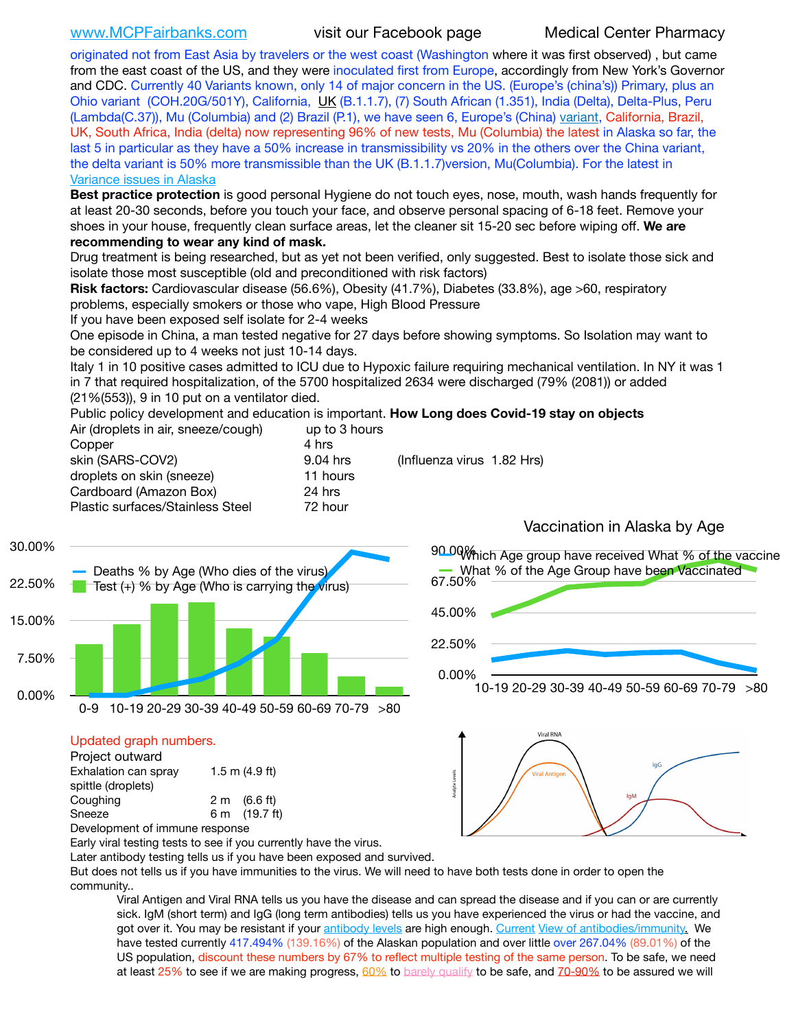www.MCPFairbanks.com visit our Facebook page Medical Center Pharmacy

originated not from East Asia by travelers or the west coast (Washington where it was first observed) , but came from the east coast of the US, and they were inoculated first from Europe, accordingly from New York's Governor and CDC. Currently 40 Variants known, only 14 of major concern in the US. (Europe's (china's)) Primary, plus an Ohio variant (COH.20G/501Y), California, UK (B.1.1.7), (7) South African (1.351), India (Delta), Delta-Plus, Peru (Lambda(C.37)), Mu (Columbia) and (2) Brazil (P.1), we have seen 6, Europe's (China) variant, California, Brazil, UK, South Africa, India (delta) now representing 96% of new tests, Mu (Columbia) the latest in Alaska so far, the last 5 in particular as they have a 50% increase in transmissibility vs 20% in the others over the China variant, the delta variant is 50% more transmissible than the UK (B.1.1.7)version, Mu(Columbia). For the latest in Variance issues in Alaska

**Best practice protection** is good personal Hygiene do not touch eyes, nose, mouth, wash hands frequently for at least 20-30 seconds, before you touch your face, and observe personal spacing of 6-18 feet. Remove your shoes in your house, frequently clean surface areas, let the cleaner sit 15-20 sec before wiping off. **We are recommending to wear any kind of mask.**

Drug treatment is being researched, but as yet not been verified, only suggested. Best to isolate those sick and isolate those most susceptible (old and preconditioned with risk factors)

**Risk factors:** Cardiovascular disease (56.6%), Obesity (41.7%), Diabetes (33.8%), age >60, respiratory problems, especially smokers or those who vape, High Blood Pressure

If you have been exposed self isolate for 2-4 weeks

One episode in China, a man tested negative for 27 days before showing symptoms. So Isolation may want to be considered up to 4 weeks not just 10-14 days.

Italy 1 in 10 positive cases admitted to ICU due to Hypoxic failure requiring mechanical ventilation. In NY it was 1 in 7 that required hospitalization, of the 5700 hospitalized 2634 were discharged (79% (2081)) or added (21%(553)), 9 in 10 put on a ventilator died.

Public policy development and education is important. **How Long does Covid-19 stay on objects**

| | | |
|---|---|---|
| Air (droplets in air, sneeze/cough) | up to 3 hours | |
| Copper | 4 hrs | |
| skin (SARS-COV2) | 9.04 hrs | (Influenza virus 1.82 Hrs) |
| droplets on skin (sneeze) | 11 hours | |
| Cardboard (Amazon Box) | 24 hrs | |
| Plastic surfaces/Stainless Steel | 72 hour | |

Deaths % by Age (Who dies of the virus)
Test (+) % by Age (Who is carrying the virus)

Vaccination in Alaska by Age

Which Age group have received What % of the vaccine
What % of the Age Group have been Vaccinated

Updated graph numbers.

Project outward

| | | |
|---|---|---|
| Exhalation can spray spittle (droplets) | 1.5 m (4.9 ft) | |
| Coughing | 2 m | (6.6 ft) |
| Sneeze | 6 m | (19.7 ft) |

Development of immune response

Early viral testing tests to see if you currently have the virus.

Later antibody testing tells us if you have been exposed and survived.

But does not tells us if you have immunities to the virus. We will need to have both tests done in order to open the community..

Viral Antigen and Viral RNA tells us you have the disease and can spread the disease and if you can or are currently sick. IgM (short term) and IgG (long term antibodies) tells us you have experienced the virus or had the vaccine, and got over it. You may be resistant if your antibody levels are high enough. Current View of antibodies/immunity. We have tested currently 417.494% (139.16%) of the Alaskan population and over little over 267.04% (89.01%) of the US population, discount these numbers by 67% to reflect multiple testing of the same person. To be safe, we need at least 25% to see if we are making progress, 60% to barely qualify to be safe, and 70-90% to be assured we will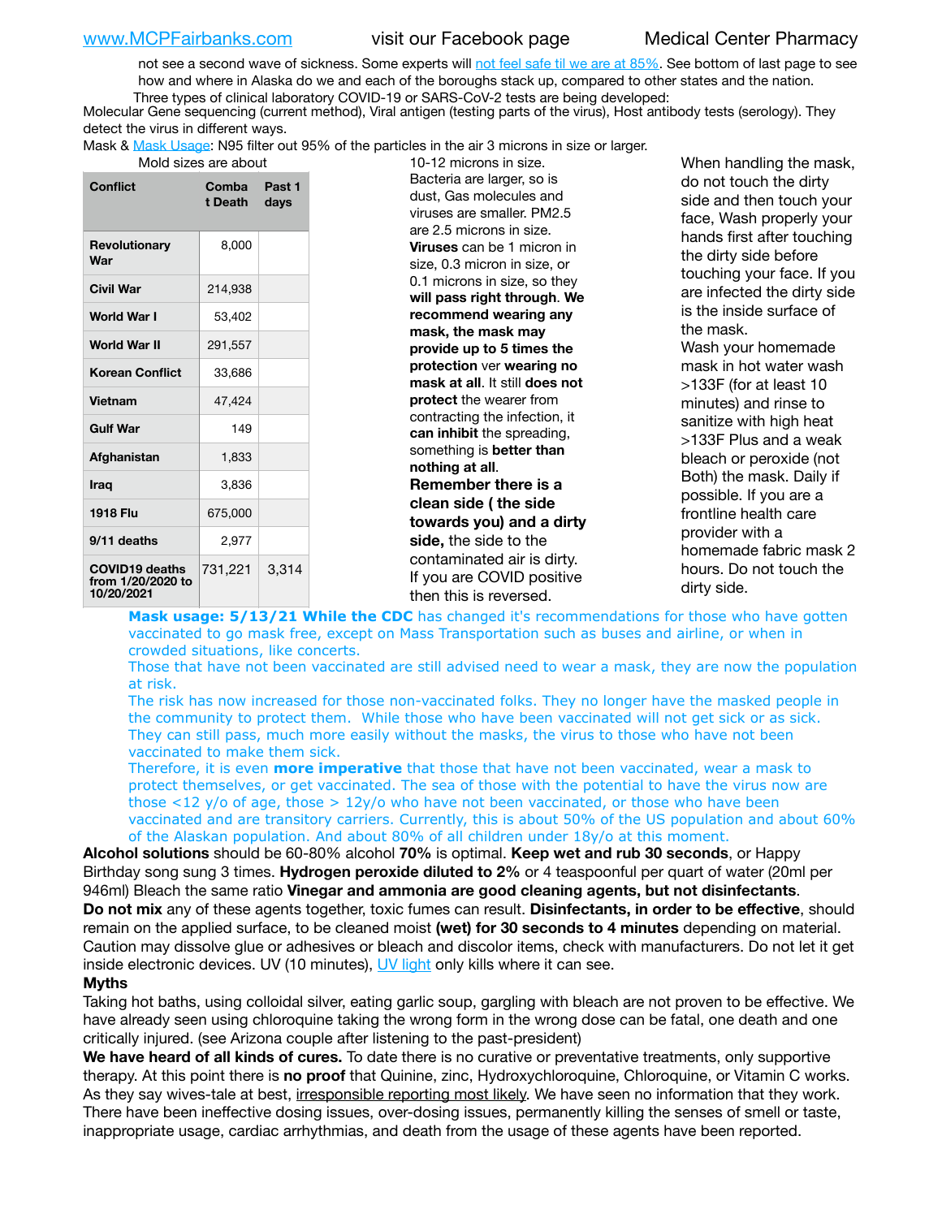not see a second wave of sickness. Some experts will not feel safe til we are at 85%. See bottom of last page to see how and where in Alaska do we and each of the boroughs stack up, compared to other states and the nation.

Three types of clinical laboratory COVID-19 or SARS-CoV-2 tests are being developed:
Molecular Gene sequencing (current method), Viral antigen (testing parts of the virus), Host antibody tests (serology). They detect the virus in different ways.

Mask & Mask Usage: N95 filter out 95% of the particles in the air 3 microns in size or larger.
Mold sizes are about 10-12 microns in size. Bacteria are larger, so is dust, Gas molecules and viruses are smaller. PM2.5 are 2.5 microns in size. **Viruses** can be 1 micron in size, 0.3 micron in size, or 0.1 microns in size, so they **will pass right through**. **We recommend wearing any mask, the mask may provide up to 5 times the protection** ver **wearing no mask at all**. It still **does not protect** the wearer from contracting the infection, it **can inhibit** the spreading, something is **better than nothing at all**.

**Remember there is a clean side ( the side towards you) and a dirty side,** the side to the contaminated air is dirty. If you are COVID positive then this is reversed.

When handling the mask, do not touch the dirty side and then touch your face, Wash properly your hands first after touching the dirty side before touching your face. If you are infected the dirty side is the inside surface of the mask.

Wash your homemade mask in hot water wash >133F (for at least 10 minutes) and rinse to sanitize with high heat >133F Plus and a weak bleach or peroxide (not Both) the mask. Daily if possible. If you are a frontline health care provider with a homemade fabric mask 2 hours. Do not touch the dirty side.

| Conflict | Combat Death | Past 1 days |
|---|---|---|
| Revolutionary War | 8,000 | |
| Civil War | 214,938 | |
| World War I | 53,402 | |
| World War II | 291,557 | |
| Korean Conflict | 33,686 | |
| Vietnam | 47,424 | |
| Gulf War | 149 | |
| Afghanistan | 1,833 | |
| Iraq | 3,836 | |
| 1918 Flu | 675,000 | |
| 9/11 deaths | 2,977 | |
| COVID19 deaths from 1/20/2020 to 10/20/2021 | 731,221 | 3,314 |

**Mask usage: 5/13/21 While the CDC** has changed it's recommendations for those who have gotten vaccinated to go mask free, except on Mass Transportation such as buses and airline, or when in crowded situations, like concerts.
Those that have not been vaccinated are still advised need to wear a mask, they are now the population at risk.
The risk has now increased for those non-vaccinated folks. They no longer have the masked people in the community to protect them. While those who have been vaccinated will not get sick or as sick. They can still pass, much more easily without the masks, the virus to those who have not been vaccinated to make them sick.
Therefore, it is even **more imperative** that those that have not been vaccinated, wear a mask to protect themselves, or get vaccinated. The sea of those with the potential to have the virus now are those <12 y/o of age, those > 12y/o who have not been vaccinated, or those who have been vaccinated and are transitory carriers. Currently, this is about 50% of the US population and about 60% of the Alaskan population. And about 80% of all children under 18y/o at this moment.

**Alcohol solutions** should be 60-80% alcohol **70%** is optimal. **Keep wet and rub 30 seconds**, or Happy Birthday song sung 3 times. **Hydrogen peroxide diluted to 2%** or 4 teaspoonful per quart of water (20ml per 946ml) Bleach the same ratio **Vinegar and ammonia are good cleaning agents, but not disinfectants**.
**Do not mix** any of these agents together, toxic fumes can result. **Disinfectants, in order to be effective**, should remain on the applied surface, to be cleaned moist **(wet) for 30 seconds to 4 minutes** depending on material. Caution may dissolve glue or adhesives or bleach and discolor items, check with manufacturers. Do not let it get inside electronic devices. UV (10 minutes), UV light only kills where it can see.

**Myths**

Taking hot baths, using colloidal silver, eating garlic soup, gargling with bleach are not proven to be effective. We have already seen using chloroquine taking the wrong form in the wrong dose can be fatal, one death and one critically injured. (see Arizona couple after listening to the past-president)

**We have heard of all kinds of cures.** To date there is no curative or preventative treatments, only supportive therapy. At this point there is **no proof** that Quinine, zinc, Hydroxychloroquine, Chloroquine, or Vitamin C works. As they say wives-tale at best, irresponsible reporting most likely. We have seen no information that they work. There have been ineffective dosing issues, over-dosing issues, permanently killing the senses of smell or taste, inappropriate usage, cardiac arrhythmias, and death from the usage of these agents have been reported.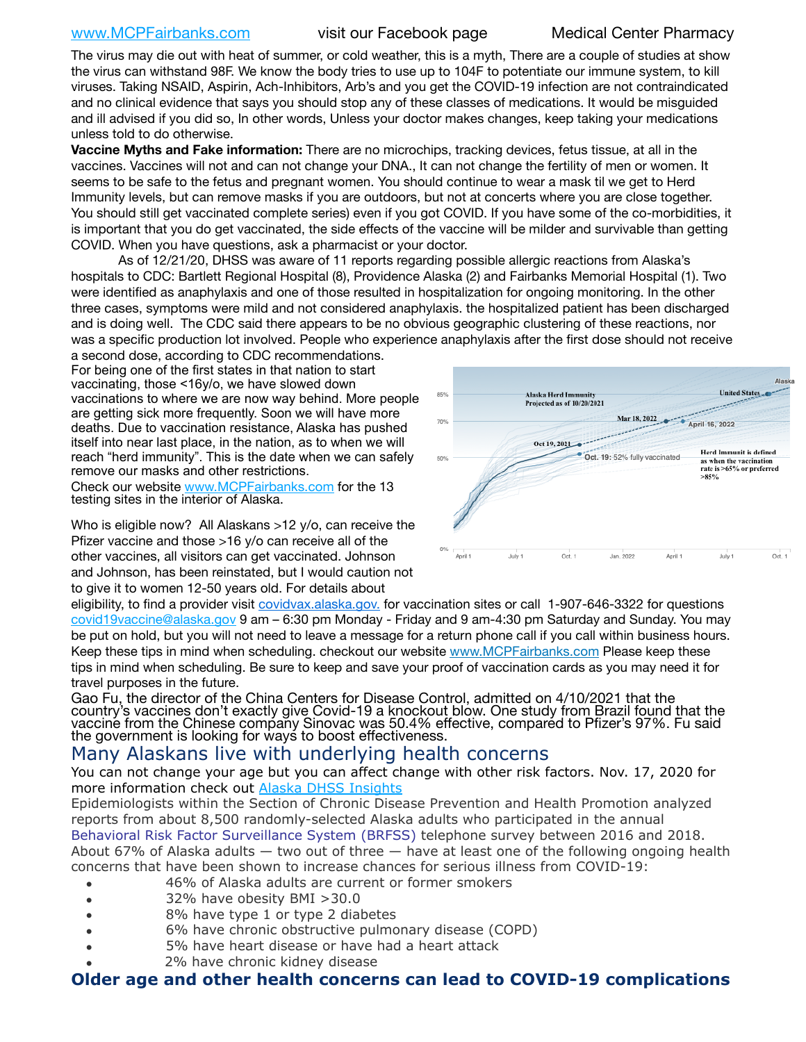The virus may die out with heat of summer, or cold weather, this is a myth, There are a couple of studies at show the virus can withstand 98F. We know the body tries to use up to 104F to potentiate our immune system, to kill viruses. Taking NSAID, Aspirin, Ach-Inhibitors, Arb's and you get the COVID-19 infection are not contraindicated and no clinical evidence that says you should stop any of these classes of medications. It would be misguided and ill advised if you did so, In other words, Unless your doctor makes changes, keep taking your medications unless told to do otherwise.

**Vaccine Myths and Fake information:** There are no microchips, tracking devices, fetus tissue, at all in the vaccines. Vaccines will not and can not change your DNA., It can not change the fertility of men or women. It seems to be safe to the fetus and pregnant women. You should continue to wear a mask til we get to Herd Immunity levels, but can remove masks if you are outdoors, but not at concerts where you are close together. You should still get vaccinated complete series) even if you got COVID. If you have some of the co-morbidities, it is important that you do get vaccinated, the side effects of the vaccine will be milder and survivable than getting COVID. When you have questions, ask a pharmacist or your doctor.

As of 12/21/20, DHSS was aware of 11 reports regarding possible allergic reactions from Alaska's hospitals to CDC: Bartlett Regional Hospital (8), Providence Alaska (2) and Fairbanks Memorial Hospital (1). Two were identified as anaphylaxis and one of those resulted in hospitalization for ongoing monitoring. In the other three cases, symptoms were mild and not considered anaphylaxis. the hospitalized patient has been discharged and is doing well. The CDC said there appears to be no obvious geographic clustering of these reactions, nor was a specific production lot involved. People who experience anaphylaxis after the first dose should not receive a second dose, according to CDC recommendations.

For being one of the first states in that nation to start vaccinating, those <16y/o, we have slowed down vaccinations to where we are now way behind. More people are getting sick more frequently. Soon we will have more deaths. Due to vaccination resistance, Alaska has pushed itself into near last place, in the nation, as to when we will reach "herd immunity". This is the date when we can safely remove our masks and other restrictions.

Check our website www.MCPFairbanks.com for the 13 testing sites in the interior of Alaska.

Who is eligible now? All Alaskans >12 y/o, can receive the Pfizer vaccine and those >16 y/o can receive all of the other vaccines, all visitors can get vaccinated. Johnson and Johnson, has been reinstated, but I would caution not to give it to women 12-50 years old. For details about eligibility, to find a provider visit covidvax.alaska.gov. for vaccination sites or call 1-907-646-3322 for questions covid19vaccine@alaska.gov 9 am – 6:30 pm Monday - Friday and 9 am-4:30 pm Saturday and Sunday. You may be put on hold, but you will not need to leave a message for a return phone call if you call within business hours. Keep these tips in mind when scheduling. checkout our website www.MCPFairbanks.com Please keep these tips in mind when scheduling. Be sure to keep and save your proof of vaccination cards as you may need it for travel purposes in the future.

Gao Fu, the director of the China Centers for Disease Control, admitted on 4/10/2021 that the country's vaccines don't exactly give Covid-19 a knockout blow. One study from Brazil found that the vaccine from the Chinese company Sinovac was 50.4% effective, compared to Pfizer's 97%. Fu said the government is looking for ways to boost effectiveness.

## Many Alaskans live with underlying health concerns

You can not change your age but you can affect change with other risk factors. Nov. 17, 2020 for more information check out Alaska DHSS Insights

Epidemiologists within the Section of Chronic Disease Prevention and Health Promotion analyzed reports from about 8,500 randomly-selected Alaska adults who participated in the annual Behavioral Risk Factor Surveillance System (BRFSS) telephone survey between 2016 and 2018. About 67% of Alaska adults — two out of three — have at least one of the following ongoing health concerns that have been shown to increase chances for serious illness from COVID-19:

- 46% of Alaska adults are current or former smokers
- 32% have obesity BMI >30.0
- 8% have type 1 or type 2 diabetes
- 6% have chronic obstructive pulmonary disease (COPD)
- 5% have heart disease or have had a heart attack
- 2% have chronic kidney disease

**Older age and other health concerns can lead to COVID-19 complications**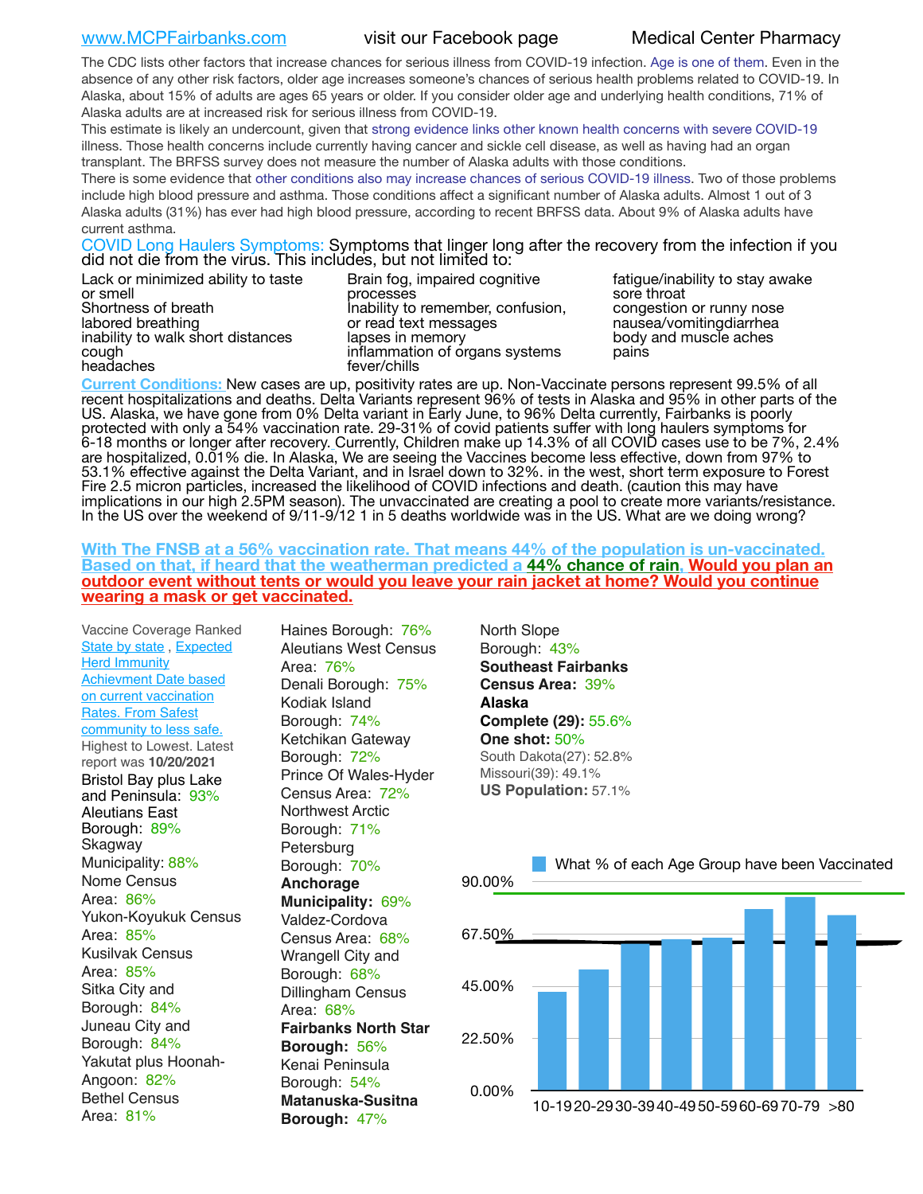www.MCPFairbanks.com visit our Facebook page Medical Center Pharmacy

The CDC lists other factors that increase chances for serious illness from COVID-19 infection. Age is one of them. Even in the absence of any other risk factors, older age increases someone's chances of serious health problems related to COVID-19. In Alaska, about 15% of adults are ages 65 years or older. If you consider older age and underlying health conditions, 71% of Alaska adults are at increased risk for serious illness from COVID-19.

This estimate is likely an undercount, given that strong evidence links other known health concerns with severe COVID-19 illness. Those health concerns include currently having cancer and sickle cell disease, as well as having had an organ transplant. The BRFSS survey does not measure the number of Alaska adults with those conditions.

There is some evidence that other conditions also may increase chances of serious COVID-19 illness. Two of those problems include high blood pressure and asthma. Those conditions affect a significant number of Alaska adults. Almost 1 out of 3 Alaska adults (31%) has ever had high blood pressure, according to recent BRFSS data. About 9% of Alaska adults have current asthma.

COVID Long Haulers Symptoms: Symptoms that linger long after the recovery from the infection if you did not die from the virus. This includes, but not limited to:

- Lack or minimized ability to taste or smell
- Shortness of breath
- labored breathing
- inability to walk short distances
- cough
- headaches
- Brain fog, impaired cognitive processes
- Inability to remember, confusion, or read text messages
- lapses in memory
- inflammation of organs systems
- fever/chills
- fatigue/inability to stay awake
- sore throat
- congestion or runny nose
- nausea/vomitingdiarrhea
- body and muscle aches
- pains

**Current Conditions:** New cases are up, positivity rates are up. Non-Vaccinate persons represent 99.5% of all recent hospitalizations and deaths. Delta Variants represent 96% of tests in Alaska and 95% in other parts of the US. Alaska, we have gone from 0% Delta variant in Early June, to 96% Delta currently, Fairbanks is poorly protected with only a 54% vaccination rate. 29-31% of covid patients suffer with long haulers symptoms for 6-18 months or longer after recovery. Currently, Children make up 14.3% of all COVID cases use to be 7%, 2.4% are hospitalized, 0.01% die. In Alaska, We are seeing the Vaccines become less effective, down from 97% to 53.1% effective against the Delta Variant, and in Israel down to 32%. in the west, short term exposure to Forest Fire 2.5 micron particles, increased the likelihood of COVID infections and death. (caution this may have implications in our high 2.5PM season). The unvaccinated are creating a pool to create more variants/resistance. In the US over the weekend of 9/11-9/12 1 in 5 deaths worldwide was in the US. What are we doing wrong?

**With The FNSB at a 56% vaccination rate. That means 44% of the population is un-vaccinated. Based on that, if heard that the weatherman predicted a 44% chance of rain, Would you plan an outdoor event without tents or would you leave your rain jacket at home? Would you continue wearing a mask or get vaccinated.**

Vaccine Coverage Ranked State by state, Expected Herd Immunity Achievment Date based on current vaccination Rates. From Safest community to less safe. Highest to Lowest. Latest report was **10/20/2021**

- Bristol Bay plus Lake and Peninsula: 93%
- Aleutians East Borough: 89%
- Skagway Municipality: 88%
- Nome Census Area: 86%
- Yukon-Koyukuk Census Area: 85%
- Kusilvak Census Area: 85%
- Sitka City and Borough: 84%
- Juneau City and Borough: 84%
- Yakutat plus Hoonah-Angoon: 82%
- Bethel Census Area: 81%
- Haines Borough: 76%
- Aleutians West Census Area: 76%
- Denali Borough: 75%
- Kodiak Island Borough: 74%
- Ketchikan Gateway Borough: 72%
- Prince Of Wales-Hyder Census Area: 72%
- Northwest Arctic Borough: 71%
- Petersburg Borough: 70%
- **Anchorage Municipality:** 69%
- Valdez-Cordova Census Area: 68%
- Wrangell City and Borough: 68%
- Dillingham Census Area: 68%
- **Fairbanks North Star Borough:** 56%
- Kenai Peninsula Borough: 54%
- **Matanuska-Susitna Borough:** 47%
- North Slope Borough: 43%
- **Southeast Fairbanks Census Area:** 39%
- **Alaska Complete (29):** 55.6%
- **One shot:** 50%
- South Dakota(27): 52.8%
- Missouri(39): 49.1%
- **US Population:** 57.1%

What % of each Age Group have been Vaccinated

90.00%
67.50%
45.00%
22.50%
0.00%

10-19 20-29 30-39 40-49 50-59 60-69 70-79 >80